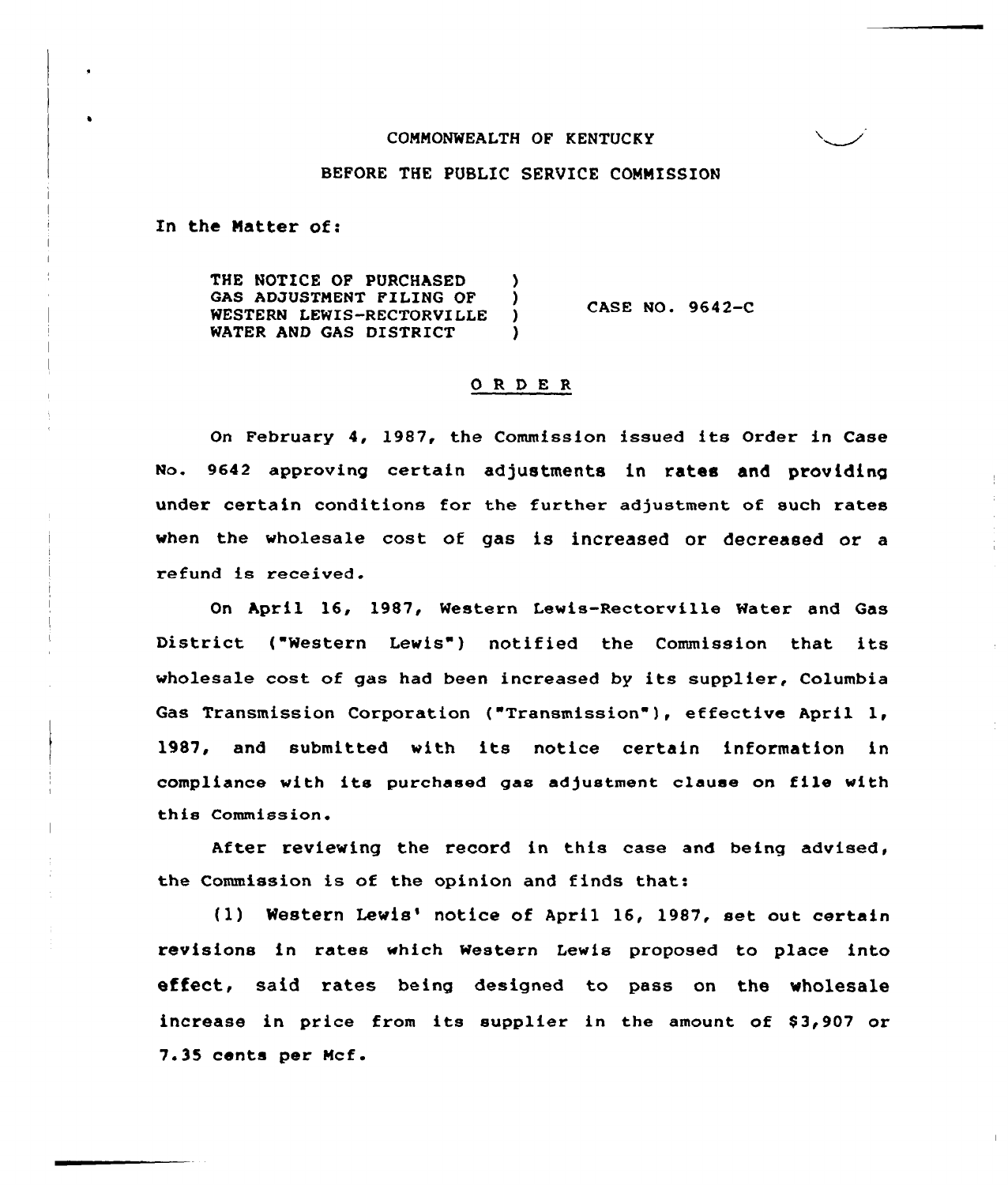COMMONWEALTH OF KENTUCKY

BEFORE THE PUBLIC SERVICE COMMISSION

In the Matter of:

| | | |
|---|---|---|
| THE NOTICE OF PURCHASED GAS ADJUSTMENT FILING OF WESTERN LEWIS-RECTORVILLE WATER AND GAS DISTRICT | ) ) ) ) | CASE NO. 9642-C |

## O R D E R

On February 4, 1987, the Commission issued its Order in Case No. 9642 approving certain adjustments in rates and providing under certain conditions for the further adjustment of such rates when the wholesale cost of gas is increased or decreased or a refund is received.

On April 16, 1987, Western Lewis-Rectorville Water and Gas District ("Western Lewis") notified the Commission that its wholesale cost of gas had been increased by its supplier, Columbia Gas Transmission Corporation ("Transmission"), effective April 1, 1987, and submitted with its notice certain information in compliance with its purchased gas adjustment clause on file with this Commission.

After reviewing the record in this case and being advised, the Commission is of the opinion and finds that:

(1) Western Lewis' notice of April 16, 1987, set out certain revisions in rates which Western Lewis proposed to place into effect, said rates being designed to pass on the wholesale increase in price from its supplier in the amount of $3,907 or 7.35 cents per Mcf.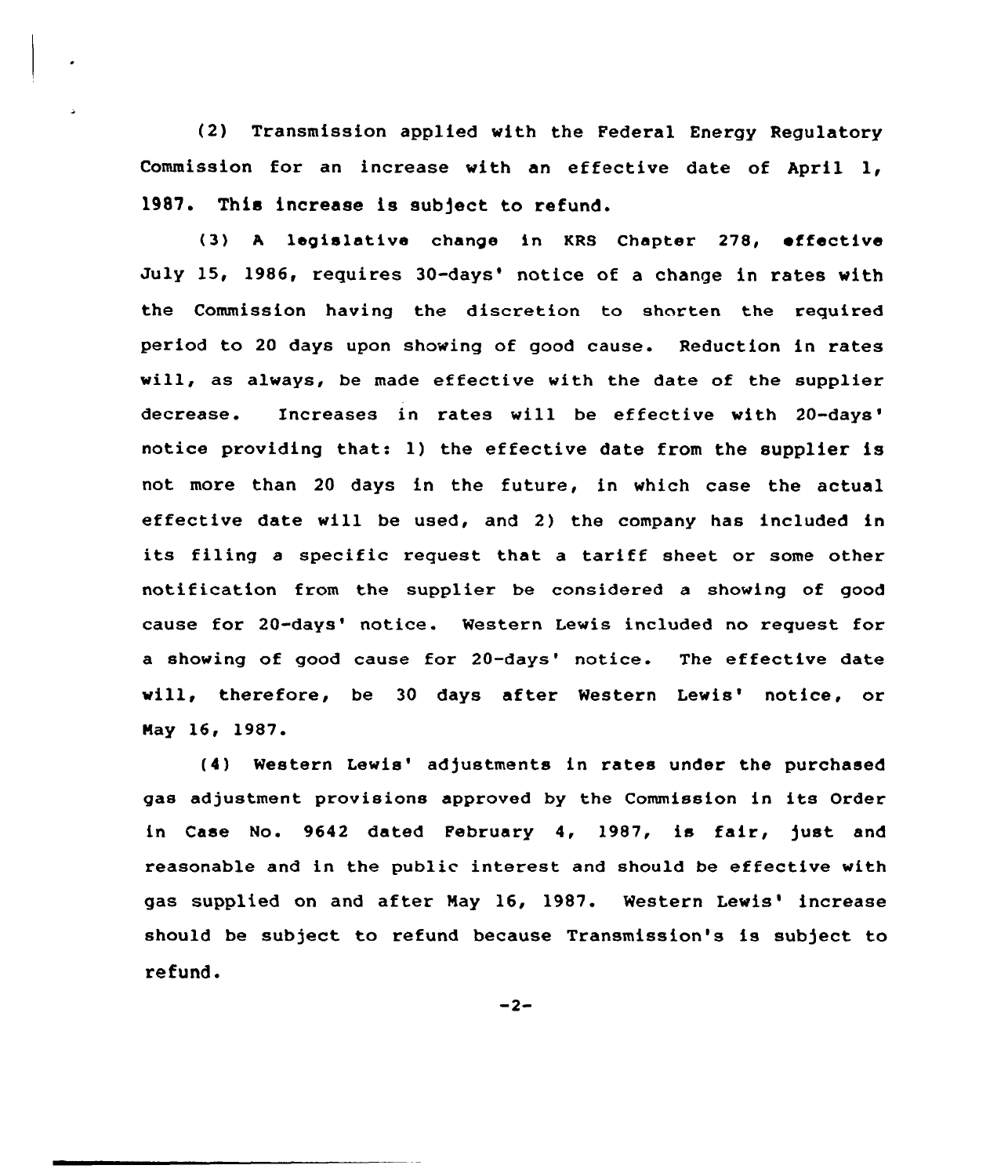(2) Transmission applied with the Federal Energy Regulatory Commission for an increase with an effective date of April 1, 1987. This increase is subject to refund.

(3) A legislative change in KRS Chapter 278, effective July 15, 1986, requires 30-days' notice of a change in rates with the Commission having the discretion to shorten the required period to 20 days upon showing of good cause. Reduction in rates will, as always, be made effective with the date of the supplier decrease. Increases in rates will be effective with 20-days' notice providing that: 1) the effective date from the supplier is not more than 20 days in the future, in which case the actual effective date will be used, and 2) the company has included in its filing a specific request that a tariff sheet or some other notification from the supplier be considered a showing of good cause for 20-days' notice. Western Lewis included no request for a showing of good cause for 20-days' notice. The effective date will, therefore, be 30 days after Western Lewis' notice, or May 16, 1987.

(4) Western Lewis' adjustments in rates under the purchased gas adjustment provisions approved by the Commission in its Order in Case No. 9642 dated February 4, 1987, is fair, just and reasonable and in the public interest and should be effective with gas supplied on and after May 16, 1987. Western Lewis' increase should be subject to refund because Transmission's is subject to refund.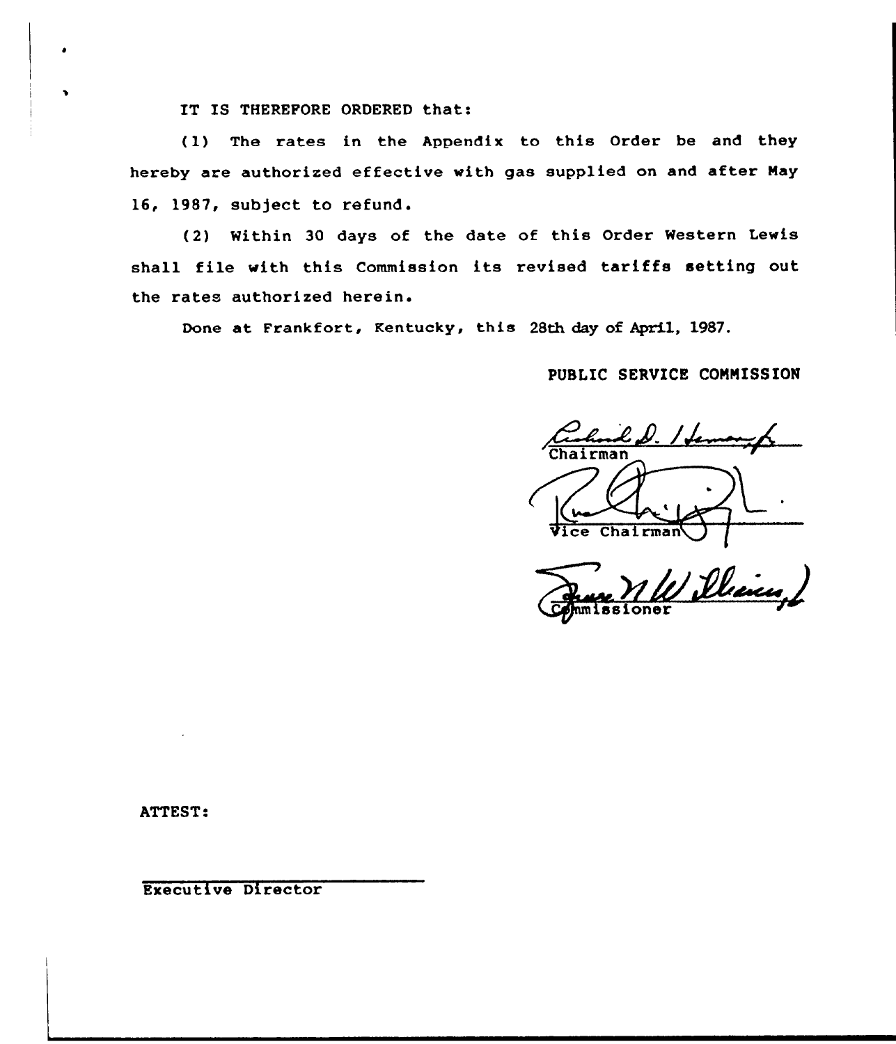IT IS THEREFORE ORDERED that:

(1) The rates in the Appendix to this Order be and they hereby are authorized effective with gas supplied on and after May 16, 1987, subject to refund.

(2) Within 30 days of the date of this Order Western Lewis shall file with this Commission its revised tariffs setting out the rates authorized herein.

Done at Frankfort, Kentucky, this 28th day of April, 1987.

PUBLIC SERVICE COMMISSION

Chairman

Vice Chairman

Commissioner

ATTEST:

Executive Director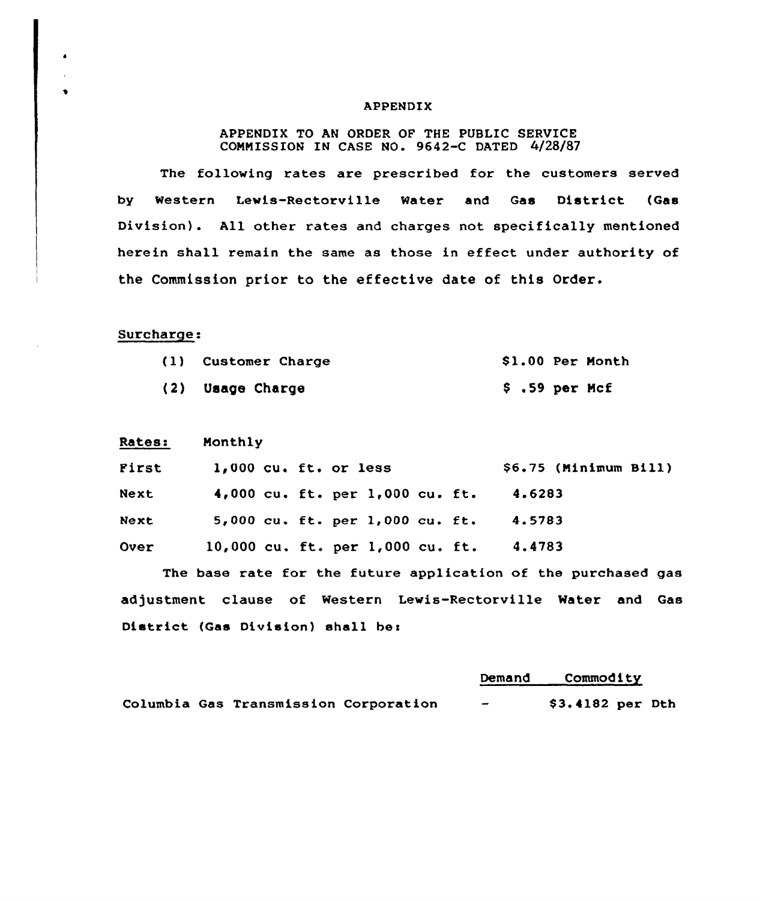APPENDIX

APPENDIX TO AN ORDER OF THE PUBLIC SERVICE COMMISSION IN CASE NO. 9642-C DATED 4/28/87

The following rates are prescribed for the customers served by Western Lewis-Rectorville Water and Gas District (Gas Division). All other rates and charges not specifically mentioned herein shall remain the same as those in effect under authority of the Commission prior to the effective date of this Order.

Surcharge:

| | | |
|---|---|---|
| (1) | Customer Charge | $1.00 Per Month |
| (2) | Usage Charge | $ .59 per Mcf |

| Rates: | Monthly | |
|---|---|---|
| First | 1,000 cu. ft. or less | $6.75 (Minimum Bill) |
| Next | 4,000 cu. ft. per 1,000 cu. ft. | 4.6283 |
| Next | 5,000 cu. ft. per 1,000 cu. ft. | 4.5783 |
| Over | 10,000 cu. ft. per 1,000 cu. ft. | 4.4783 |

The base rate for the future application of the purchased gas adjustment clause of Western Lewis-Rectorville Water and Gas District (Gas Division) shall be:

| | Demand | Commodity |
|---|---|---|
| Columbia Gas Transmission Corporation | - | $3.4182 per Dth |